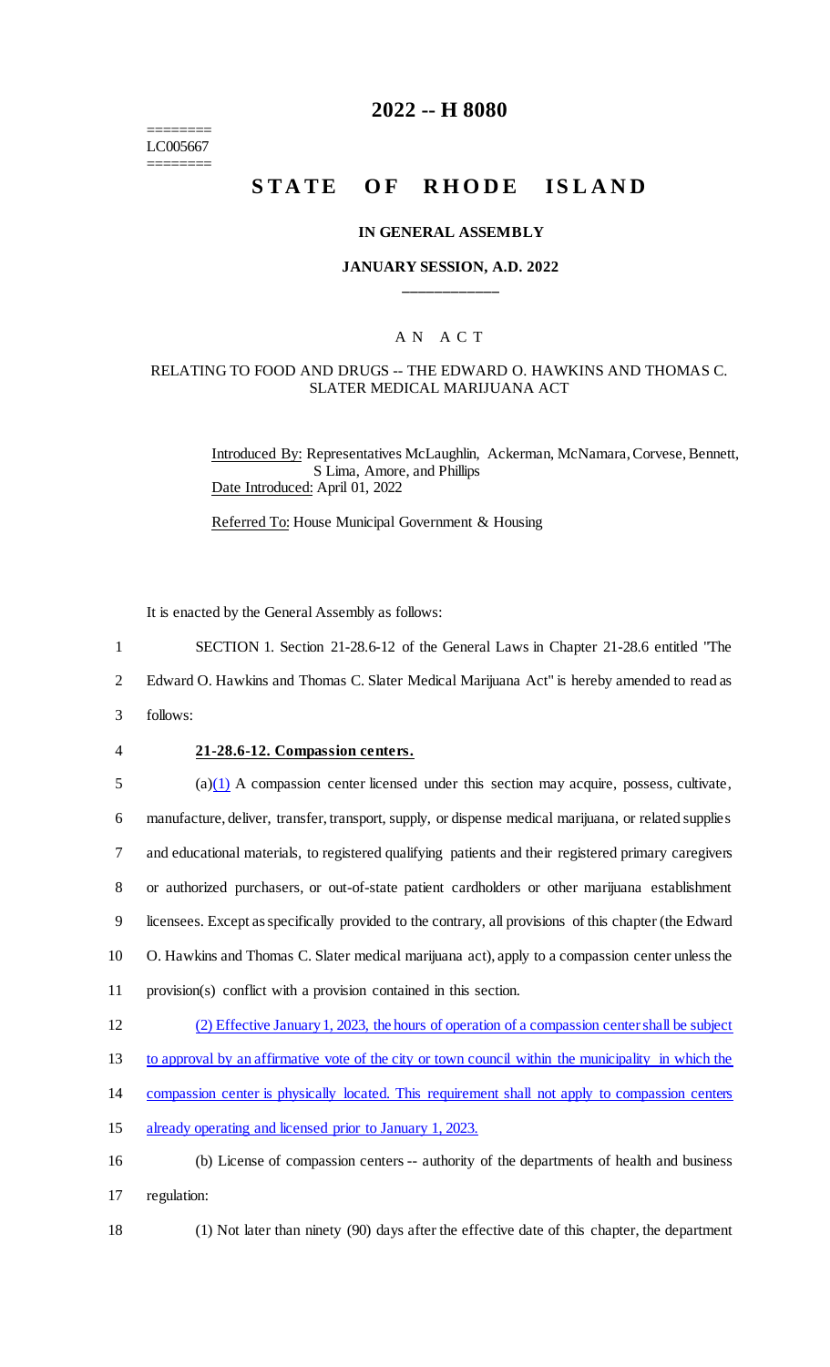========
LC005667
========

# 2022 -- H 8080

# STATE OF RHODE ISLAND

### IN GENERAL ASSEMBLY

### JANUARY SESSION, A.D. 2022

____________

## A N A C T

### RELATING TO FOOD AND DRUGS -- THE EDWARD O. HAWKINS AND THOMAS C. SLATER MEDICAL MARIJUANA ACT

Introduced By: Representatives McLaughlin, Ackerman, McNamara, Corvese, Bennett, S Lima, Amore, and Phillips
Date Introduced: April 01, 2022

Referred To: House Municipal Government & Housing

It is enacted by the General Assembly as follows:

1 SECTION 1. Section 21-28.6-12 of the General Laws in Chapter 21-28.6 entitled "The
2 Edward O. Hawkins and Thomas C. Slater Medical Marijuana Act" is hereby amended to read as
3 follows:

4 **21-28.6-12. Compassion centers.**

5 (a)(1) A compassion center licensed under this section may acquire, possess, cultivate,
6 manufacture, deliver, transfer, transport, supply, or dispense medical marijuana, or related supplies
7 and educational materials, to registered qualifying patients and their registered primary caregivers
8 or authorized purchasers, or out-of-state patient cardholders or other marijuana establishment
9 licensees. Except as specifically provided to the contrary, all provisions of this chapter (the Edward
10 O. Hawkins and Thomas C. Slater medical marijuana act), apply to a compassion center unless the
11 provision(s) conflict with a provision contained in this section.

12 (2) Effective January 1, 2023, the hours of operation of a compassion center shall be subject
13 to approval by an affirmative vote of the city or town council within the municipality in which the
14 compassion center is physically located. This requirement shall not apply to compassion centers
15 already operating and licensed prior to January 1, 2023.

16 (b) License of compassion centers -- authority of the departments of health and business
17 regulation:

18 (1) Not later than ninety (90) days after the effective date of this chapter, the department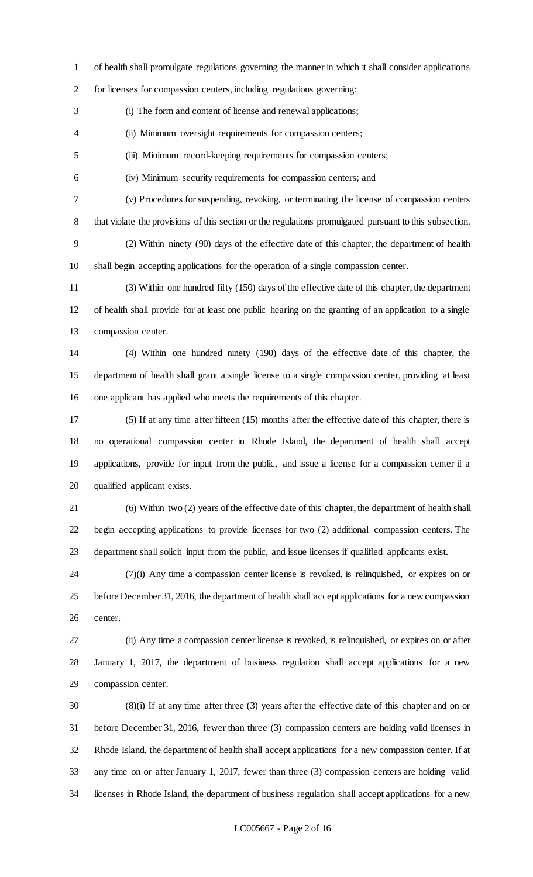of health shall promulgate regulations governing the manner in which it shall consider applications for licenses for compassion centers, including regulations governing:

(i) The form and content of license and renewal applications;

(ii) Minimum oversight requirements for compassion centers;

(iii) Minimum record-keeping requirements for compassion centers;

(iv) Minimum security requirements for compassion centers; and

(v) Procedures for suspending, revoking, or terminating the license of compassion centers that violate the provisions of this section or the regulations promulgated pursuant to this subsection.

(2) Within ninety (90) days of the effective date of this chapter, the department of health shall begin accepting applications for the operation of a single compassion center.

(3) Within one hundred fifty (150) days of the effective date of this chapter, the department of health shall provide for at least one public hearing on the granting of an application to a single compassion center.

(4) Within one hundred ninety (190) days of the effective date of this chapter, the department of health shall grant a single license to a single compassion center, providing at least one applicant has applied who meets the requirements of this chapter.

(5) If at any time after fifteen (15) months after the effective date of this chapter, there is no operational compassion center in Rhode Island, the department of health shall accept applications, provide for input from the public, and issue a license for a compassion center if a qualified applicant exists.

(6) Within two (2) years of the effective date of this chapter, the department of health shall begin accepting applications to provide licenses for two (2) additional compassion centers. The department shall solicit input from the public, and issue licenses if qualified applicants exist.

(7)(i) Any time a compassion center license is revoked, is relinquished, or expires on or before December 31, 2016, the department of health shall accept applications for a new compassion center.

(ii) Any time a compassion center license is revoked, is relinquished, or expires on or after January 1, 2017, the department of business regulation shall accept applications for a new compassion center.

(8)(i) If at any time after three (3) years after the effective date of this chapter and on or before December 31, 2016, fewer than three (3) compassion centers are holding valid licenses in Rhode Island, the department of health shall accept applications for a new compassion center. If at any time on or after January 1, 2017, fewer than three (3) compassion centers are holding valid licenses in Rhode Island, the department of business regulation shall accept applications for a new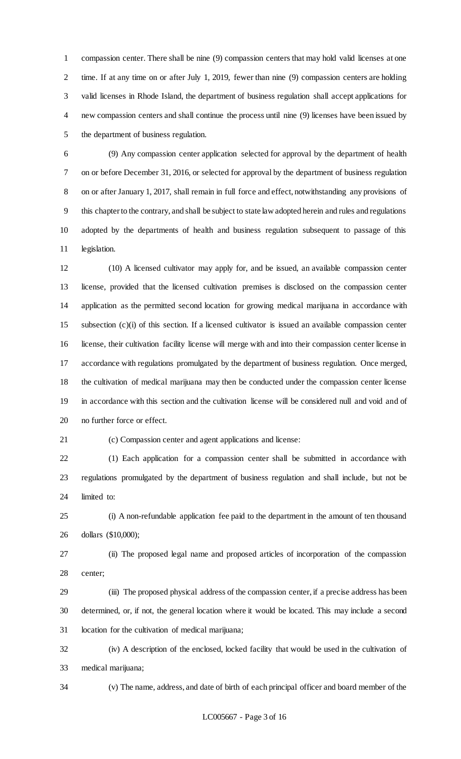compassion center. There shall be nine (9) compassion centers that may hold valid licenses at one time. If at any time on or after July 1, 2019, fewer than nine (9) compassion centers are holding valid licenses in Rhode Island, the department of business regulation shall accept applications for new compassion centers and shall continue the process until nine (9) licenses have been issued by the department of business regulation.

(9) Any compassion center application selected for approval by the department of health on or before December 31, 2016, or selected for approval by the department of business regulation on or after January 1, 2017, shall remain in full force and effect, notwithstanding any provisions of this chapter to the contrary, and shall be subject to state law adopted herein and rules and regulations adopted by the departments of health and business regulation subsequent to passage of this legislation.

(10) A licensed cultivator may apply for, and be issued, an available compassion center license, provided that the licensed cultivation premises is disclosed on the compassion center application as the permitted second location for growing medical marijuana in accordance with subsection (c)(i) of this section. If a licensed cultivator is issued an available compassion center license, their cultivation facility license will merge with and into their compassion center license in accordance with regulations promulgated by the department of business regulation. Once merged, the cultivation of medical marijuana may then be conducted under the compassion center license in accordance with this section and the cultivation license will be considered null and void and of no further force or effect.

(c) Compassion center and agent applications and license:

(1) Each application for a compassion center shall be submitted in accordance with regulations promulgated by the department of business regulation and shall include, but not be limited to:

(i) A non-refundable application fee paid to the department in the amount of ten thousand dollars ($10,000);

(ii) The proposed legal name and proposed articles of incorporation of the compassion center;

(iii) The proposed physical address of the compassion center, if a precise address has been determined, or, if not, the general location where it would be located. This may include a second location for the cultivation of medical marijuana;

(iv) A description of the enclosed, locked facility that would be used in the cultivation of medical marijuana;

(v) The name, address, and date of birth of each principal officer and board member of the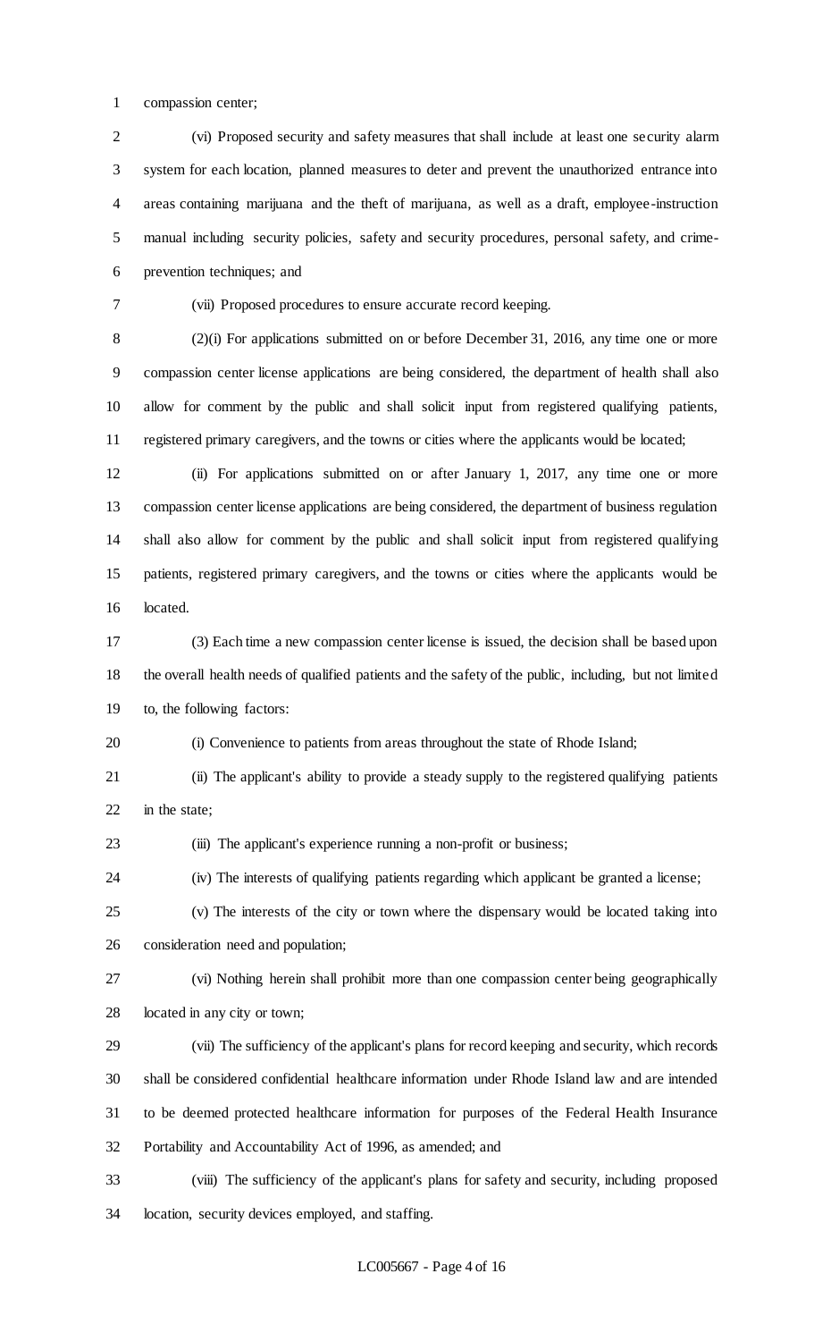compassion center;

(vi) Proposed security and safety measures that shall include at least one security alarm system for each location, planned measures to deter and prevent the unauthorized entrance into areas containing marijuana and the theft of marijuana, as well as a draft, employee-instruction manual including security policies, safety and security procedures, personal safety, and crime-prevention techniques; and

(vii) Proposed procedures to ensure accurate record keeping.

(2)(i) For applications submitted on or before December 31, 2016, any time one or more compassion center license applications are being considered, the department of health shall also allow for comment by the public and shall solicit input from registered qualifying patients, registered primary caregivers, and the towns or cities where the applicants would be located;

(ii) For applications submitted on or after January 1, 2017, any time one or more compassion center license applications are being considered, the department of business regulation shall also allow for comment by the public and shall solicit input from registered qualifying patients, registered primary caregivers, and the towns or cities where the applicants would be located.

(3) Each time a new compassion center license is issued, the decision shall be based upon the overall health needs of qualified patients and the safety of the public, including, but not limited to, the following factors:

(i) Convenience to patients from areas throughout the state of Rhode Island;

(ii) The applicant's ability to provide a steady supply to the registered qualifying patients in the state;

(iii) The applicant's experience running a non-profit or business;

(iv) The interests of qualifying patients regarding which applicant be granted a license;

(v) The interests of the city or town where the dispensary would be located taking into consideration need and population;

(vi) Nothing herein shall prohibit more than one compassion center being geographically located in any city or town;

(vii) The sufficiency of the applicant's plans for record keeping and security, which records shall be considered confidential healthcare information under Rhode Island law and are intended to be deemed protected healthcare information for purposes of the Federal Health Insurance Portability and Accountability Act of 1996, as amended; and

(viii) The sufficiency of the applicant's plans for safety and security, including proposed location, security devices employed, and staffing.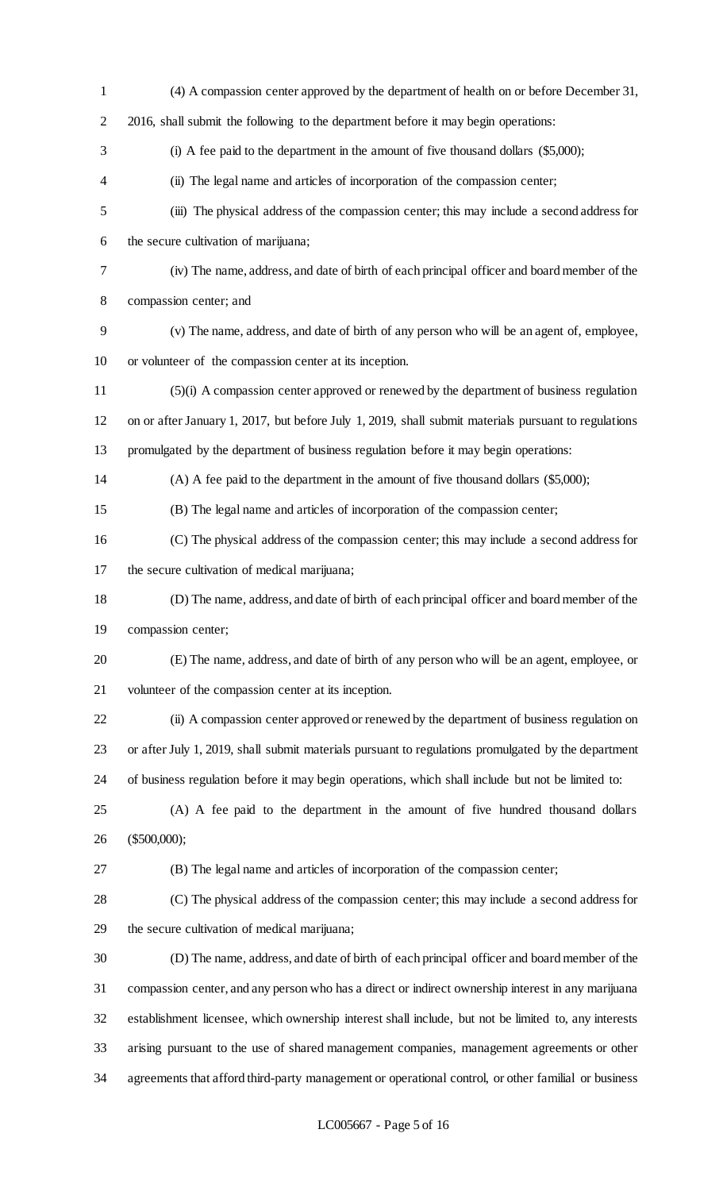(4) A compassion center approved by the department of health on or before December 31, 2016, shall submit the following to the department before it may begin operations:

(i) A fee paid to the department in the amount of five thousand dollars ($5,000);

(ii) The legal name and articles of incorporation of the compassion center;

(iii) The physical address of the compassion center; this may include a second address for the secure cultivation of marijuana;

(iv) The name, address, and date of birth of each principal officer and board member of the compassion center; and

(v) The name, address, and date of birth of any person who will be an agent of, employee, or volunteer of the compassion center at its inception.

(5)(i) A compassion center approved or renewed by the department of business regulation on or after January 1, 2017, but before July 1, 2019, shall submit materials pursuant to regulations promulgated by the department of business regulation before it may begin operations:

(A) A fee paid to the department in the amount of five thousand dollars ($5,000);

(B) The legal name and articles of incorporation of the compassion center;

(C) The physical address of the compassion center; this may include a second address for the secure cultivation of medical marijuana;

(D) The name, address, and date of birth of each principal officer and board member of the compassion center;

(E) The name, address, and date of birth of any person who will be an agent, employee, or volunteer of the compassion center at its inception.

(ii) A compassion center approved or renewed by the department of business regulation on or after July 1, 2019, shall submit materials pursuant to regulations promulgated by the department of business regulation before it may begin operations, which shall include but not be limited to:

(A) A fee paid to the department in the amount of five hundred thousand dollars ($500,000);

(B) The legal name and articles of incorporation of the compassion center;

(C) The physical address of the compassion center; this may include a second address for the secure cultivation of medical marijuana;

(D) The name, address, and date of birth of each principal officer and board member of the compassion center, and any person who has a direct or indirect ownership interest in any marijuana establishment licensee, which ownership interest shall include, but not be limited to, any interests arising pursuant to the use of shared management companies, management agreements or other agreements that afford third-party management or operational control, or other familial or business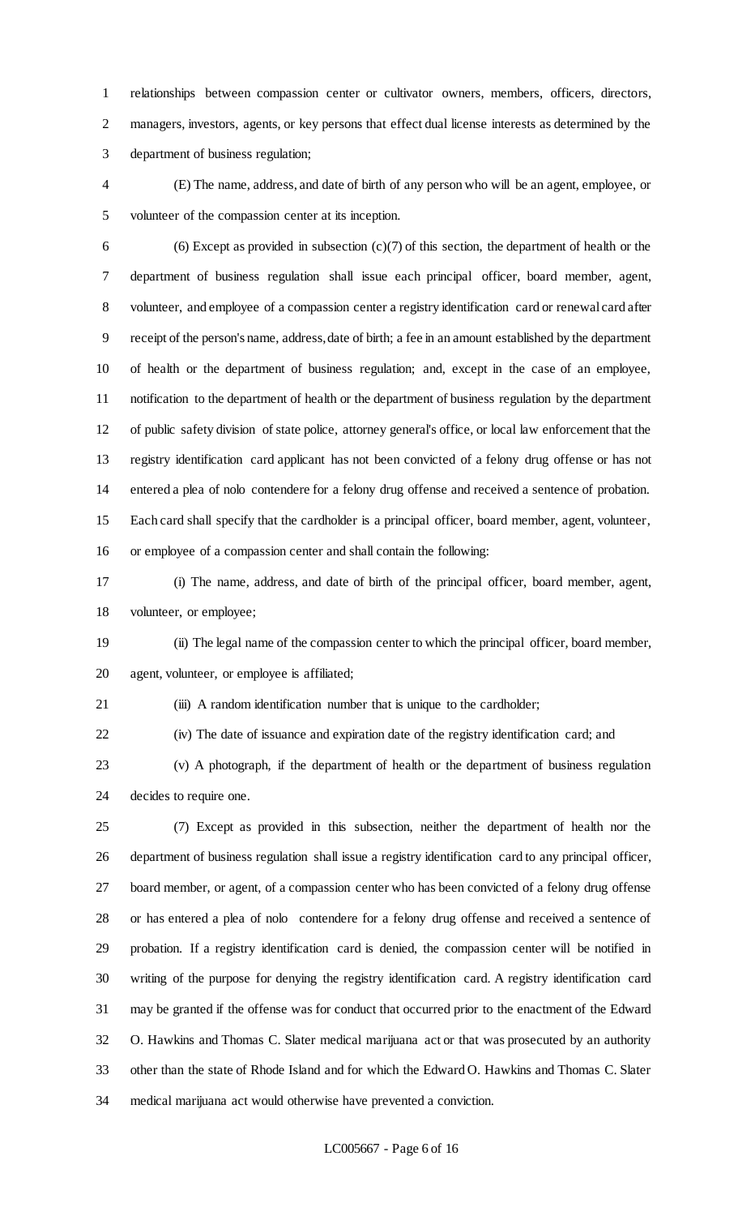relationships between compassion center or cultivator owners, members, officers, directors, managers, investors, agents, or key persons that effect dual license interests as determined by the department of business regulation;

(E) The name, address, and date of birth of any person who will be an agent, employee, or volunteer of the compassion center at its inception.

(6) Except as provided in subsection (c)(7) of this section, the department of health or the department of business regulation shall issue each principal officer, board member, agent, volunteer, and employee of a compassion center a registry identification card or renewal card after receipt of the person's name, address, date of birth; a fee in an amount established by the department of health or the department of business regulation; and, except in the case of an employee, notification to the department of health or the department of business regulation by the department of public safety division of state police, attorney general's office, or local law enforcement that the registry identification card applicant has not been convicted of a felony drug offense or has not entered a plea of nolo contendere for a felony drug offense and received a sentence of probation. Each card shall specify that the cardholder is a principal officer, board member, agent, volunteer, or employee of a compassion center and shall contain the following:

(i) The name, address, and date of birth of the principal officer, board member, agent, volunteer, or employee;

(ii) The legal name of the compassion center to which the principal officer, board member, agent, volunteer, or employee is affiliated;

(iii) A random identification number that is unique to the cardholder;

(iv) The date of issuance and expiration date of the registry identification card; and

(v) A photograph, if the department of health or the department of business regulation decides to require one.

(7) Except as provided in this subsection, neither the department of health nor the department of business regulation shall issue a registry identification card to any principal officer, board member, or agent, of a compassion center who has been convicted of a felony drug offense or has entered a plea of nolo contendere for a felony drug offense and received a sentence of probation. If a registry identification card is denied, the compassion center will be notified in writing of the purpose for denying the registry identification card. A registry identification card may be granted if the offense was for conduct that occurred prior to the enactment of the Edward O. Hawkins and Thomas C. Slater medical marijuana act or that was prosecuted by an authority other than the state of Rhode Island and for which the Edward O. Hawkins and Thomas C. Slater medical marijuana act would otherwise have prevented a conviction.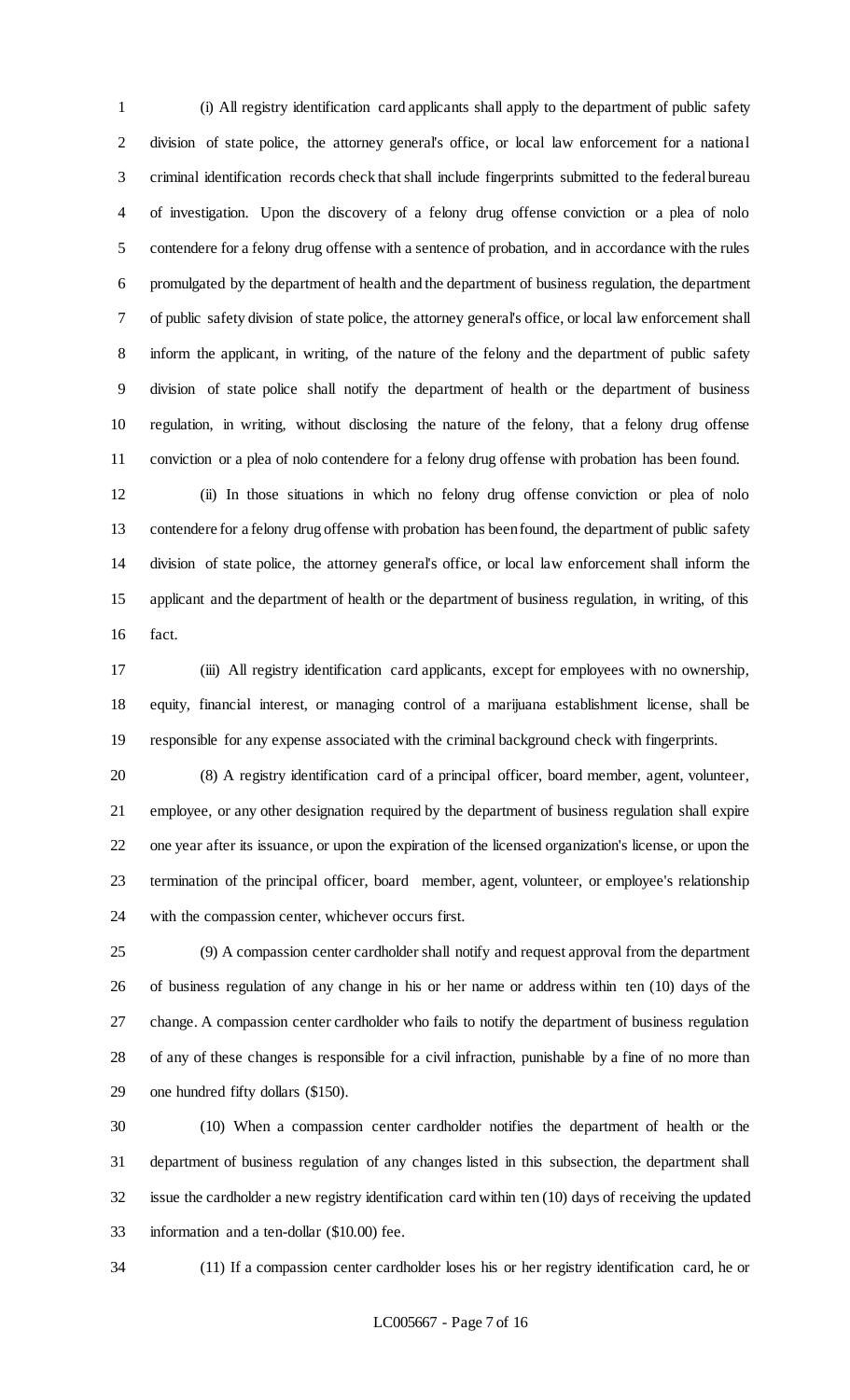(i) All registry identification card applicants shall apply to the department of public safety division of state police, the attorney general's office, or local law enforcement for a national criminal identification records check that shall include fingerprints submitted to the federal bureau of investigation. Upon the discovery of a felony drug offense conviction or a plea of nolo contendere for a felony drug offense with a sentence of probation, and in accordance with the rules promulgated by the department of health and the department of business regulation, the department of public safety division of state police, the attorney general's office, or local law enforcement shall inform the applicant, in writing, of the nature of the felony and the department of public safety division of state police shall notify the department of health or the department of business regulation, in writing, without disclosing the nature of the felony, that a felony drug offense conviction or a plea of nolo contendere for a felony drug offense with probation has been found.

(ii) In those situations in which no felony drug offense conviction or plea of nolo contendere for a felony drug offense with probation has been found, the department of public safety division of state police, the attorney general's office, or local law enforcement shall inform the applicant and the department of health or the department of business regulation, in writing, of this fact.

(iii) All registry identification card applicants, except for employees with no ownership, equity, financial interest, or managing control of a marijuana establishment license, shall be responsible for any expense associated with the criminal background check with fingerprints.

(8) A registry identification card of a principal officer, board member, agent, volunteer, employee, or any other designation required by the department of business regulation shall expire one year after its issuance, or upon the expiration of the licensed organization's license, or upon the termination of the principal officer, board member, agent, volunteer, or employee's relationship with the compassion center, whichever occurs first.

(9) A compassion center cardholder shall notify and request approval from the department of business regulation of any change in his or her name or address within ten (10) days of the change. A compassion center cardholder who fails to notify the department of business regulation of any of these changes is responsible for a civil infraction, punishable by a fine of no more than one hundred fifty dollars ($150).

(10) When a compassion center cardholder notifies the department of health or the department of business regulation of any changes listed in this subsection, the department shall issue the cardholder a new registry identification card within ten (10) days of receiving the updated information and a ten-dollar ($10.00) fee.

(11) If a compassion center cardholder loses his or her registry identification card, he or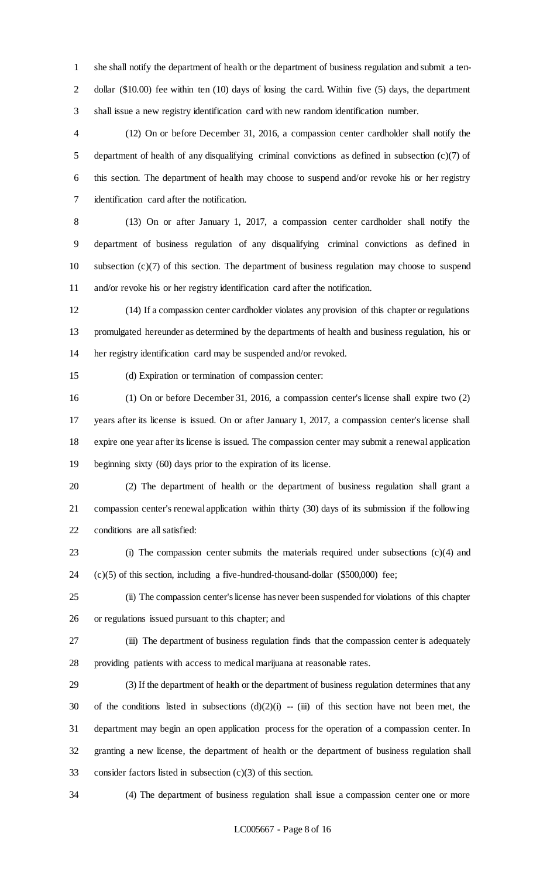she shall notify the department of health or the department of business regulation and submit a ten-dollar ($10.00) fee within ten (10) days of losing the card. Within five (5) days, the department shall issue a new registry identification card with new random identification number.

(12) On or before December 31, 2016, a compassion center cardholder shall notify the department of health of any disqualifying criminal convictions as defined in subsection (c)(7) of this section. The department of health may choose to suspend and/or revoke his or her registry identification card after the notification.

(13) On or after January 1, 2017, a compassion center cardholder shall notify the department of business regulation of any disqualifying criminal convictions as defined in subsection (c)(7) of this section. The department of business regulation may choose to suspend and/or revoke his or her registry identification card after the notification.

(14) If a compassion center cardholder violates any provision of this chapter or regulations promulgated hereunder as determined by the departments of health and business regulation, his or her registry identification card may be suspended and/or revoked.

(d) Expiration or termination of compassion center:

(1) On or before December 31, 2016, a compassion center's license shall expire two (2) years after its license is issued. On or after January 1, 2017, a compassion center's license shall expire one year after its license is issued. The compassion center may submit a renewal application beginning sixty (60) days prior to the expiration of its license.

(2) The department of health or the department of business regulation shall grant a compassion center's renewal application within thirty (30) days of its submission if the following conditions are all satisfied:

(i) The compassion center submits the materials required under subsections (c)(4) and (c)(5) of this section, including a five-hundred-thousand-dollar ($500,000) fee;

(ii) The compassion center's license has never been suspended for violations of this chapter or regulations issued pursuant to this chapter; and

(iii) The department of business regulation finds that the compassion center is adequately providing patients with access to medical marijuana at reasonable rates.

(3) If the department of health or the department of business regulation determines that any of the conditions listed in subsections (d)(2)(i) -- (iii) of this section have not been met, the department may begin an open application process for the operation of a compassion center. In granting a new license, the department of health or the department of business regulation shall consider factors listed in subsection (c)(3) of this section.

(4) The department of business regulation shall issue a compassion center one or more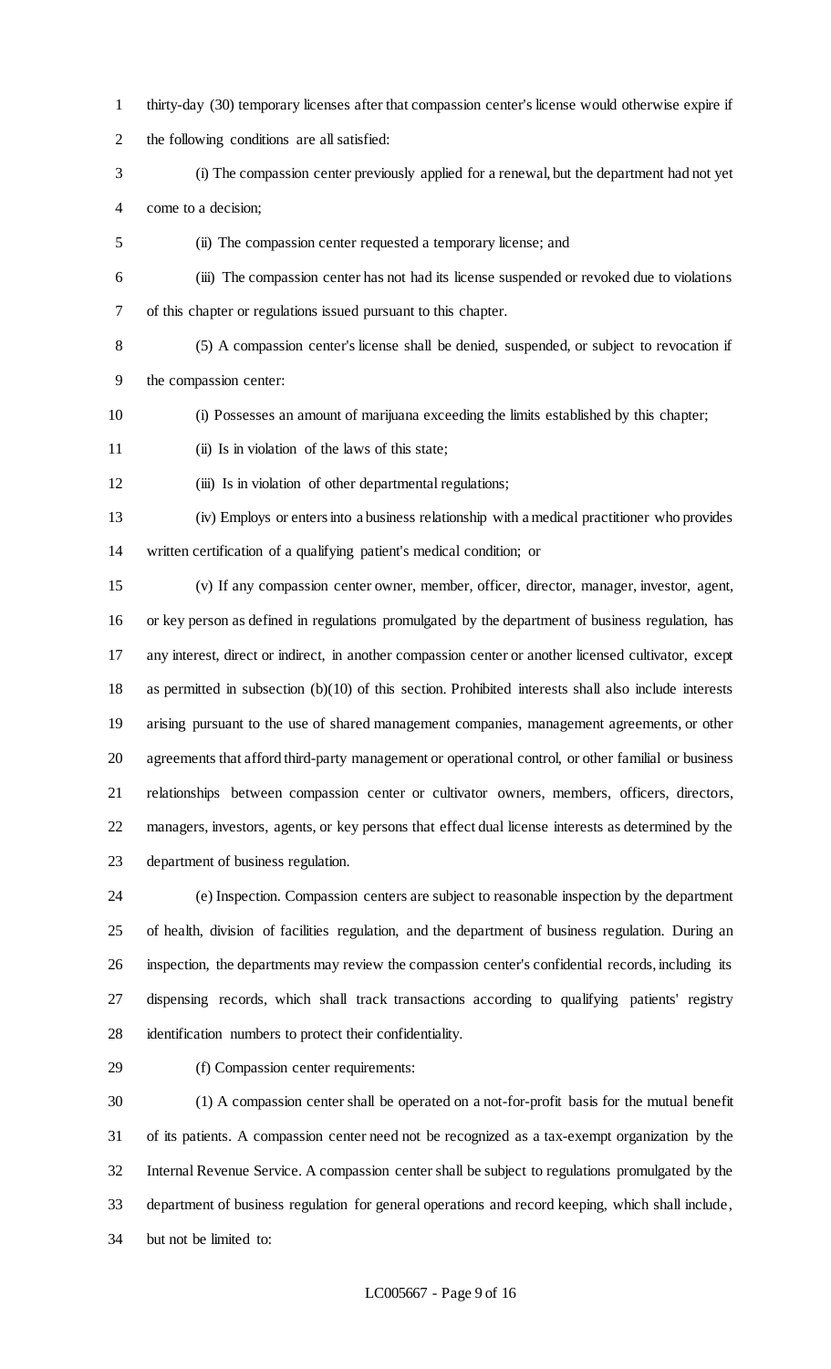thirty-day (30) temporary licenses after that compassion center's license would otherwise expire if the following conditions are all satisfied:

(i) The compassion center previously applied for a renewal, but the department had not yet come to a decision;

(ii) The compassion center requested a temporary license; and

(iii) The compassion center has not had its license suspended or revoked due to violations of this chapter or regulations issued pursuant to this chapter.

(5) A compassion center's license shall be denied, suspended, or subject to revocation if the compassion center:

(i) Possesses an amount of marijuana exceeding the limits established by this chapter;

(ii) Is in violation of the laws of this state;

(iii) Is in violation of other departmental regulations;

(iv) Employs or enters into a business relationship with a medical practitioner who provides written certification of a qualifying patient's medical condition; or

(v) If any compassion center owner, member, officer, director, manager, investor, agent, or key person as defined in regulations promulgated by the department of business regulation, has any interest, direct or indirect, in another compassion center or another licensed cultivator, except as permitted in subsection (b)(10) of this section. Prohibited interests shall also include interests arising pursuant to the use of shared management companies, management agreements, or other agreements that afford third-party management or operational control, or other familial or business relationships between compassion center or cultivator owners, members, officers, directors, managers, investors, agents, or key persons that effect dual license interests as determined by the department of business regulation.

(e) Inspection. Compassion centers are subject to reasonable inspection by the department of health, division of facilities regulation, and the department of business regulation. During an inspection, the departments may review the compassion center's confidential records, including its dispensing records, which shall track transactions according to qualifying patients' registry identification numbers to protect their confidentiality.

(f) Compassion center requirements:

(1) A compassion center shall be operated on a not-for-profit basis for the mutual benefit of its patients. A compassion center need not be recognized as a tax-exempt organization by the Internal Revenue Service. A compassion center shall be subject to regulations promulgated by the department of business regulation for general operations and record keeping, which shall include, but not be limited to: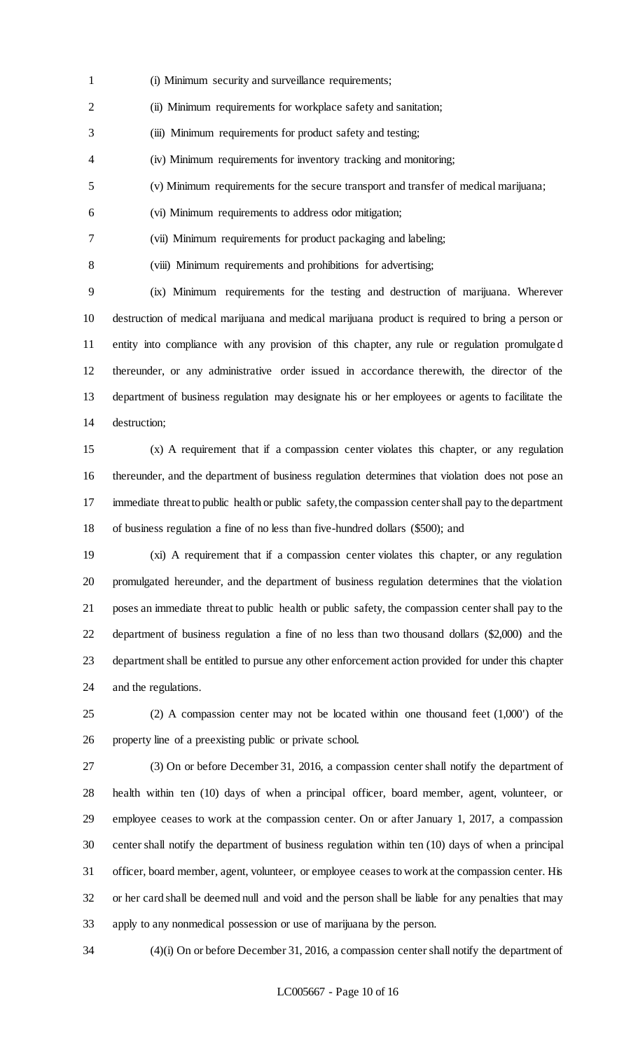(i) Minimum security and surveillance requirements;

(ii) Minimum requirements for workplace safety and sanitation;

(iii) Minimum requirements for product safety and testing;

(iv) Minimum requirements for inventory tracking and monitoring;

(v) Minimum requirements for the secure transport and transfer of medical marijuana;

(vi) Minimum requirements to address odor mitigation;

(vii) Minimum requirements for product packaging and labeling;

(viii) Minimum requirements and prohibitions for advertising;

(ix) Minimum requirements for the testing and destruction of marijuana. Wherever destruction of medical marijuana and medical marijuana product is required to bring a person or entity into compliance with any provision of this chapter, any rule or regulation promulgated thereunder, or any administrative order issued in accordance therewith, the director of the department of business regulation may designate his or her employees or agents to facilitate the destruction;

(x) A requirement that if a compassion center violates this chapter, or any regulation thereunder, and the department of business regulation determines that violation does not pose an immediate threat to public health or public safety, the compassion center shall pay to the department of business regulation a fine of no less than five-hundred dollars ($500); and

(xi) A requirement that if a compassion center violates this chapter, or any regulation promulgated hereunder, and the department of business regulation determines that the violation poses an immediate threat to public health or public safety, the compassion center shall pay to the department of business regulation a fine of no less than two thousand dollars ($2,000) and the department shall be entitled to pursue any other enforcement action provided for under this chapter and the regulations.

(2) A compassion center may not be located within one thousand feet (1,000') of the property line of a preexisting public or private school.

(3) On or before December 31, 2016, a compassion center shall notify the department of health within ten (10) days of when a principal officer, board member, agent, volunteer, or employee ceases to work at the compassion center. On or after January 1, 2017, a compassion center shall notify the department of business regulation within ten (10) days of when a principal officer, board member, agent, volunteer, or employee ceases to work at the compassion center. His or her card shall be deemed null and void and the person shall be liable for any penalties that may apply to any nonmedical possession or use of marijuana by the person.

(4)(i) On or before December 31, 2016, a compassion center shall notify the department of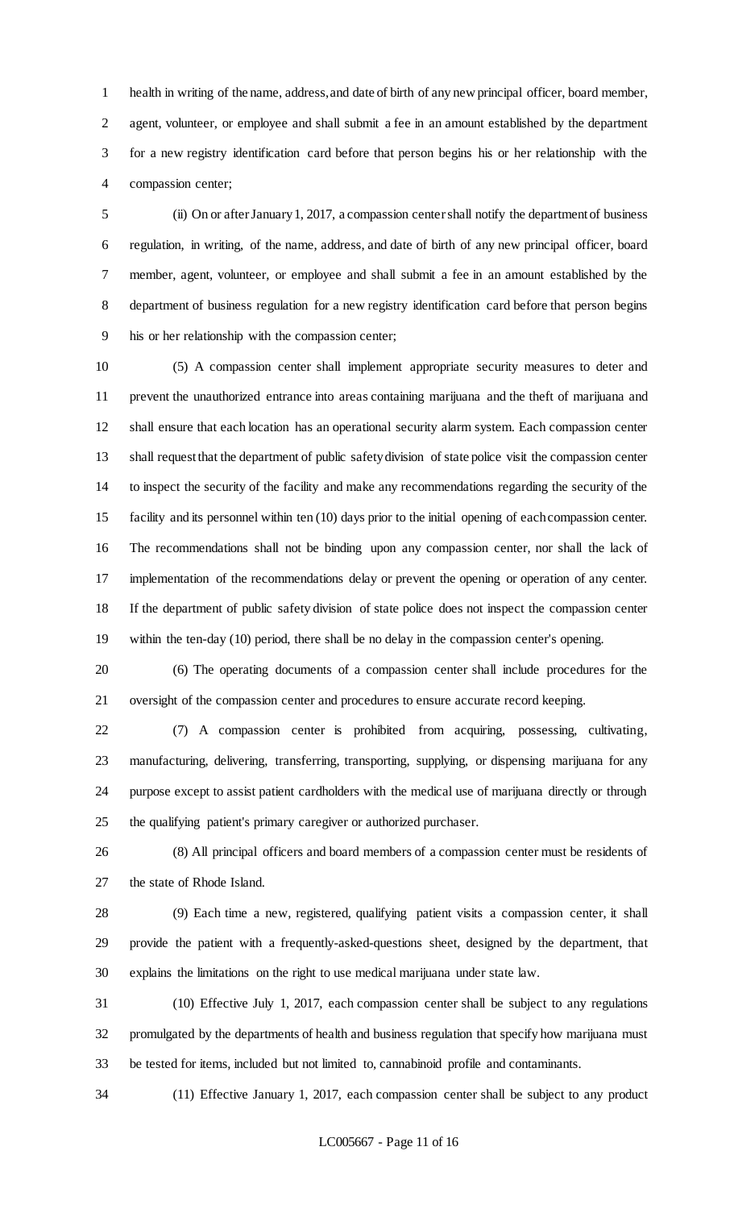health in writing of the name, address, and date of birth of any new principal officer, board member, agent, volunteer, or employee and shall submit a fee in an amount established by the department for a new registry identification card before that person begins his or her relationship with the compassion center;

(ii) On or after January 1, 2017, a compassion center shall notify the department of business regulation, in writing, of the name, address, and date of birth of any new principal officer, board member, agent, volunteer, or employee and shall submit a fee in an amount established by the department of business regulation for a new registry identification card before that person begins his or her relationship with the compassion center;

(5) A compassion center shall implement appropriate security measures to deter and prevent the unauthorized entrance into areas containing marijuana and the theft of marijuana and shall ensure that each location has an operational security alarm system. Each compassion center shall request that the department of public safety division of state police visit the compassion center to inspect the security of the facility and make any recommendations regarding the security of the facility and its personnel within ten (10) days prior to the initial opening of each compassion center. The recommendations shall not be binding upon any compassion center, nor shall the lack of implementation of the recommendations delay or prevent the opening or operation of any center. If the department of public safety division of state police does not inspect the compassion center within the ten-day (10) period, there shall be no delay in the compassion center's opening.

(6) The operating documents of a compassion center shall include procedures for the oversight of the compassion center and procedures to ensure accurate record keeping.

(7) A compassion center is prohibited from acquiring, possessing, cultivating, manufacturing, delivering, transferring, transporting, supplying, or dispensing marijuana for any purpose except to assist patient cardholders with the medical use of marijuana directly or through the qualifying patient's primary caregiver or authorized purchaser.

(8) All principal officers and board members of a compassion center must be residents of the state of Rhode Island.

(9) Each time a new, registered, qualifying patient visits a compassion center, it shall provide the patient with a frequently-asked-questions sheet, designed by the department, that explains the limitations on the right to use medical marijuana under state law.

(10) Effective July 1, 2017, each compassion center shall be subject to any regulations promulgated by the departments of health and business regulation that specify how marijuana must be tested for items, included but not limited to, cannabinoid profile and contaminants.

(11) Effective January 1, 2017, each compassion center shall be subject to any product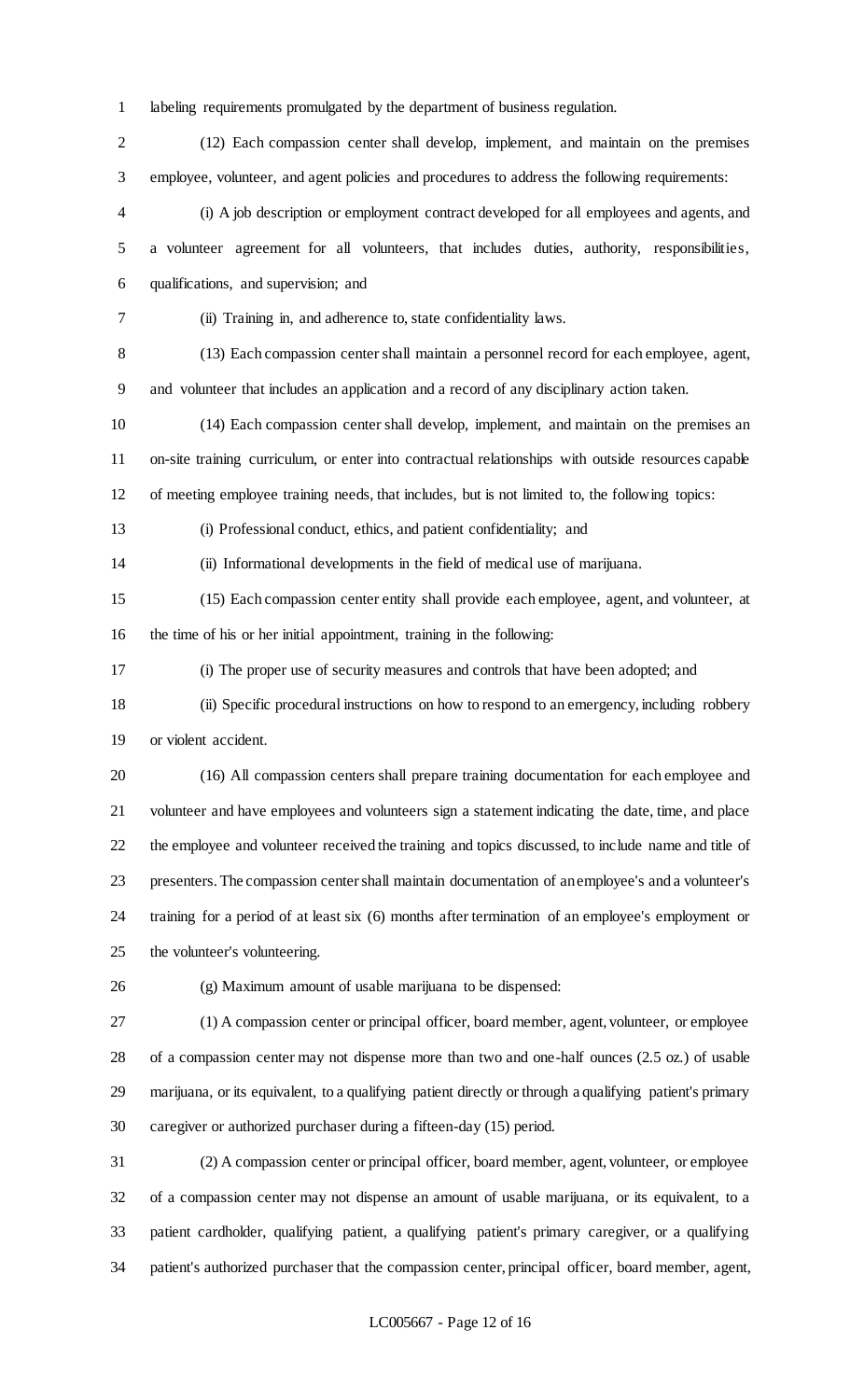labeling requirements promulgated by the department of business regulation.

(12) Each compassion center shall develop, implement, and maintain on the premises employee, volunteer, and agent policies and procedures to address the following requirements:

(i) A job description or employment contract developed for all employees and agents, and a volunteer agreement for all volunteers, that includes duties, authority, responsibilities, qualifications, and supervision; and

(ii) Training in, and adherence to, state confidentiality laws.

(13) Each compassion center shall maintain a personnel record for each employee, agent, and volunteer that includes an application and a record of any disciplinary action taken.

(14) Each compassion center shall develop, implement, and maintain on the premises an on-site training curriculum, or enter into contractual relationships with outside resources capable of meeting employee training needs, that includes, but is not limited to, the following topics:

(i) Professional conduct, ethics, and patient confidentiality; and

(ii) Informational developments in the field of medical use of marijuana.

(15) Each compassion center entity shall provide each employee, agent, and volunteer, at the time of his or her initial appointment, training in the following:

(i) The proper use of security measures and controls that have been adopted; and

(ii) Specific procedural instructions on how to respond to an emergency, including robbery or violent accident.

(16) All compassion centers shall prepare training documentation for each employee and volunteer and have employees and volunteers sign a statement indicating the date, time, and place the employee and volunteer received the training and topics discussed, to include name and title of presenters. The compassion center shall maintain documentation of an employee's and a volunteer's training for a period of at least six (6) months after termination of an employee's employment or the volunteer's volunteering.

(g) Maximum amount of usable marijuana to be dispensed:

(1) A compassion center or principal officer, board member, agent, volunteer, or employee of a compassion center may not dispense more than two and one-half ounces (2.5 oz.) of usable marijuana, or its equivalent, to a qualifying patient directly or through a qualifying patient's primary caregiver or authorized purchaser during a fifteen-day (15) period.

(2) A compassion center or principal officer, board member, agent, volunteer, or employee of a compassion center may not dispense an amount of usable marijuana, or its equivalent, to a patient cardholder, qualifying patient, a qualifying patient's primary caregiver, or a qualifying patient's authorized purchaser that the compassion center, principal officer, board member, agent,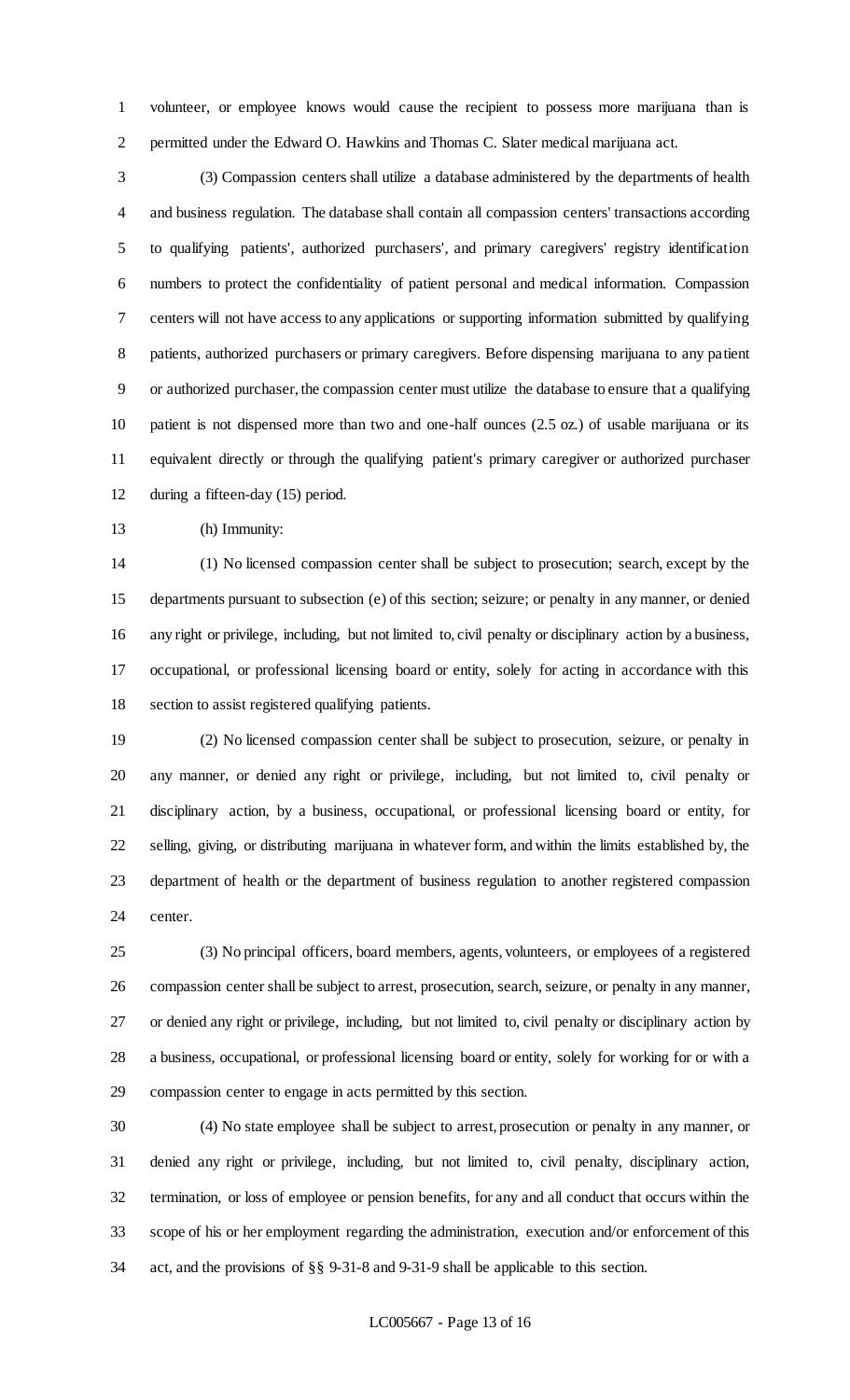volunteer, or employee knows would cause the recipient to possess more marijuana than is permitted under the Edward O. Hawkins and Thomas C. Slater medical marijuana act.

(3) Compassion centers shall utilize a database administered by the departments of health and business regulation. The database shall contain all compassion centers' transactions according to qualifying patients', authorized purchasers', and primary caregivers' registry identification numbers to protect the confidentiality of patient personal and medical information. Compassion centers will not have access to any applications or supporting information submitted by qualifying patients, authorized purchasers or primary caregivers. Before dispensing marijuana to any patient or authorized purchaser, the compassion center must utilize the database to ensure that a qualifying patient is not dispensed more than two and one-half ounces (2.5 oz.) of usable marijuana or its equivalent directly or through the qualifying patient's primary caregiver or authorized purchaser during a fifteen-day (15) period.

(h) Immunity:

(1) No licensed compassion center shall be subject to prosecution; search, except by the departments pursuant to subsection (e) of this section; seizure; or penalty in any manner, or denied any right or privilege, including, but not limited to, civil penalty or disciplinary action by a business, occupational, or professional licensing board or entity, solely for acting in accordance with this section to assist registered qualifying patients.

(2) No licensed compassion center shall be subject to prosecution, seizure, or penalty in any manner, or denied any right or privilege, including, but not limited to, civil penalty or disciplinary action, by a business, occupational, or professional licensing board or entity, for selling, giving, or distributing marijuana in whatever form, and within the limits established by, the department of health or the department of business regulation to another registered compassion center.

(3) No principal officers, board members, agents, volunteers, or employees of a registered compassion center shall be subject to arrest, prosecution, search, seizure, or penalty in any manner, or denied any right or privilege, including, but not limited to, civil penalty or disciplinary action by a business, occupational, or professional licensing board or entity, solely for working for or with a compassion center to engage in acts permitted by this section.

(4) No state employee shall be subject to arrest, prosecution or penalty in any manner, or denied any right or privilege, including, but not limited to, civil penalty, disciplinary action, termination, or loss of employee or pension benefits, for any and all conduct that occurs within the scope of his or her employment regarding the administration, execution and/or enforcement of this act, and the provisions of §§ 9-31-8 and 9-31-9 shall be applicable to this section.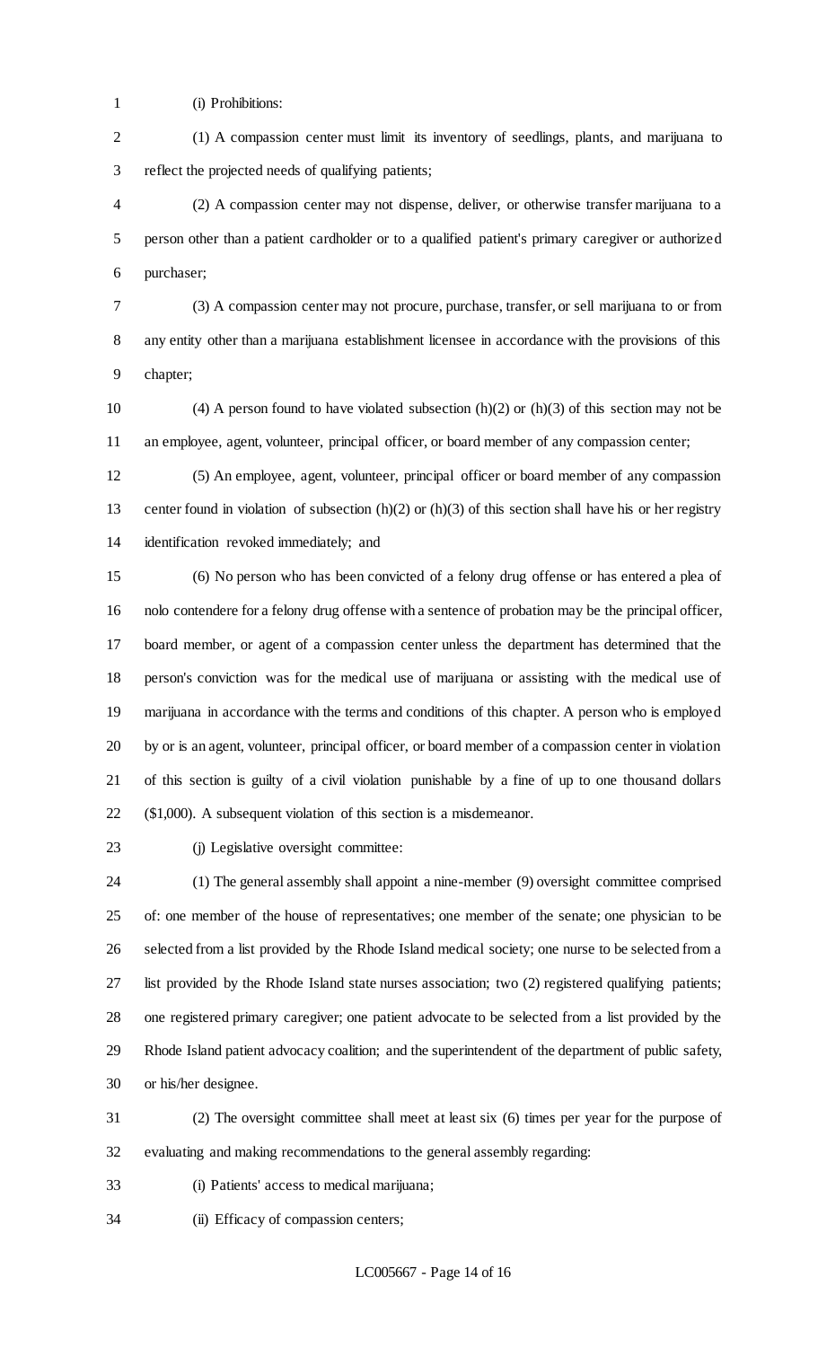(i) Prohibitions:

(1) A compassion center must limit its inventory of seedlings, plants, and marijuana to reflect the projected needs of qualifying patients;

(2) A compassion center may not dispense, deliver, or otherwise transfer marijuana to a person other than a patient cardholder or to a qualified patient's primary caregiver or authorized purchaser;

(3) A compassion center may not procure, purchase, transfer, or sell marijuana to or from any entity other than a marijuana establishment licensee in accordance with the provisions of this chapter;

(4) A person found to have violated subsection (h)(2) or (h)(3) of this section may not be an employee, agent, volunteer, principal officer, or board member of any compassion center;

(5) An employee, agent, volunteer, principal officer or board member of any compassion center found in violation of subsection (h)(2) or (h)(3) of this section shall have his or her registry identification revoked immediately; and

(6) No person who has been convicted of a felony drug offense or has entered a plea of nolo contendere for a felony drug offense with a sentence of probation may be the principal officer, board member, or agent of a compassion center unless the department has determined that the person's conviction was for the medical use of marijuana or assisting with the medical use of marijuana in accordance with the terms and conditions of this chapter. A person who is employed by or is an agent, volunteer, principal officer, or board member of a compassion center in violation of this section is guilty of a civil violation punishable by a fine of up to one thousand dollars ($1,000). A subsequent violation of this section is a misdemeanor.

(j) Legislative oversight committee:

(1) The general assembly shall appoint a nine-member (9) oversight committee comprised of: one member of the house of representatives; one member of the senate; one physician to be selected from a list provided by the Rhode Island medical society; one nurse to be selected from a list provided by the Rhode Island state nurses association; two (2) registered qualifying patients; one registered primary caregiver; one patient advocate to be selected from a list provided by the Rhode Island patient advocacy coalition; and the superintendent of the department of public safety, or his/her designee.

(2) The oversight committee shall meet at least six (6) times per year for the purpose of evaluating and making recommendations to the general assembly regarding:

(i) Patients' access to medical marijuana;

(ii) Efficacy of compassion centers;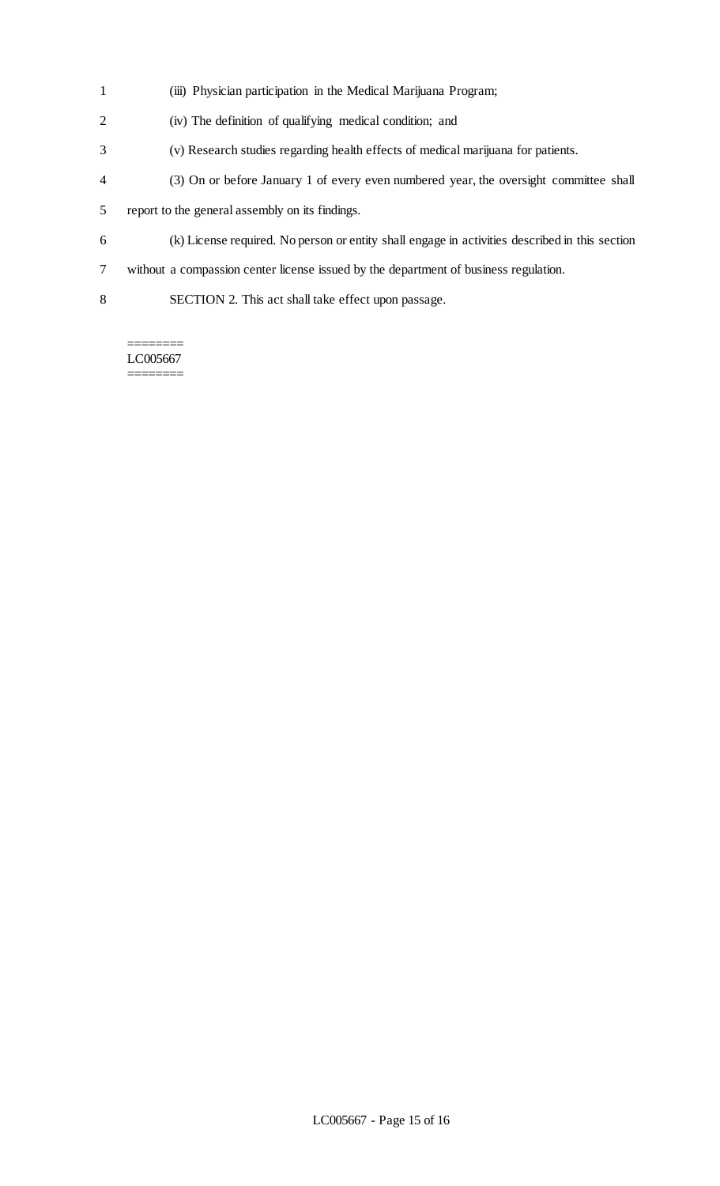(iii) Physician participation in the Medical Marijuana Program;

(iv) The definition of qualifying medical condition; and

(v) Research studies regarding health effects of medical marijuana for patients.

(3) On or before January 1 of every even numbered year, the oversight committee shall report to the general assembly on its findings.

(k) License required. No person or entity shall engage in activities described in this section without a compassion center license issued by the department of business regulation.

SECTION 2. This act shall take effect upon passage.

========
LC005667
========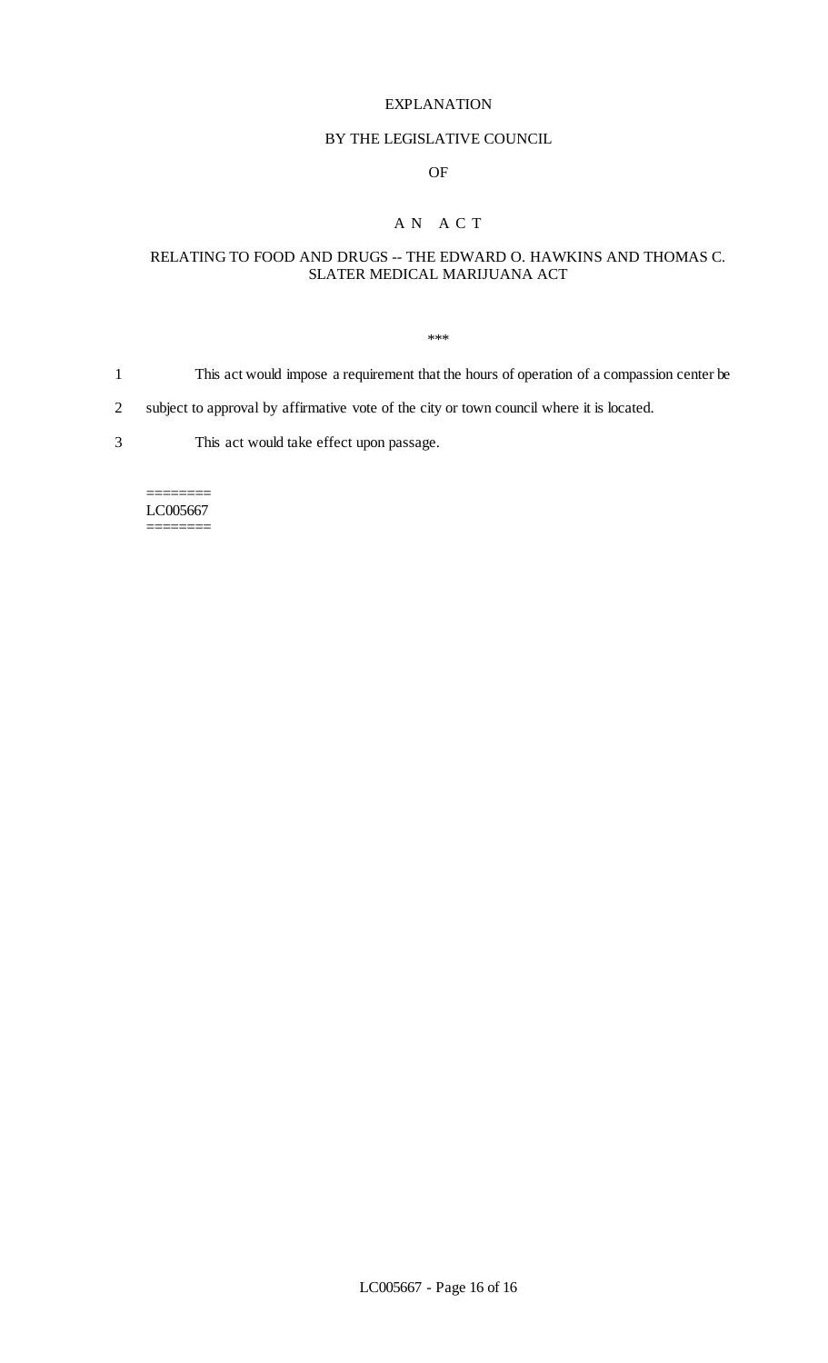EXPLANATION

BY THE LEGISLATIVE COUNCIL

OF

A N A C T

RELATING TO FOOD AND DRUGS -- THE EDWARD O. HAWKINS AND THOMAS C. SLATER MEDICAL MARIJUANA ACT

\*\*\*

1 This act would impose a requirement that the hours of operation of a compassion center be

2 subject to approval by affirmative vote of the city or town council where it is located.

3 This act would take effect upon passage.

========
LC005667
========